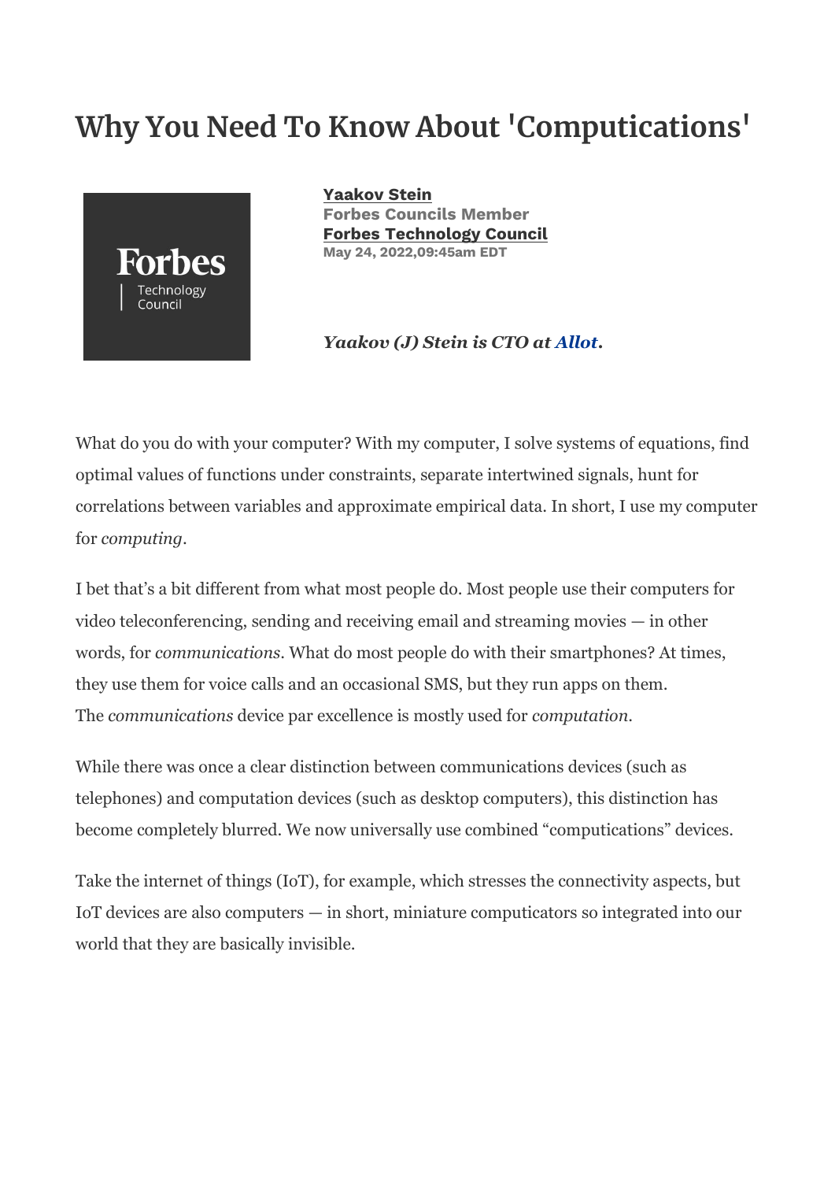# Why You Need To Know About 'Computications'

**Yaakov Stein**
**Forbes Councils Member**
**Forbes Technology Council**
**May 24, 2022,09:45am EDT**

***Yaakov (J) Stein is CTO at Allot.***

What do you do with your computer? With my computer, I solve systems of equations, find optimal values of functions under constraints, separate intertwined signals, hunt for correlations between variables and approximate empirical data. In short, I use my computer for *computing*.

I bet that's a bit different from what most people do. Most people use their computers for video teleconferencing, sending and receiving email and streaming movies — in other words, for *communications*. What do most people do with their smartphones? At times, they use them for voice calls and an occasional SMS, but they run apps on them. The *communications* device par excellence is mostly used for *computation*.

While there was once a clear distinction between communications devices (such as telephones) and computation devices (such as desktop computers), this distinction has become completely blurred. We now universally use combined "computications" devices.

Take the internet of things (IoT), for example, which stresses the connectivity aspects, but IoT devices are also computers — in short, miniature computicators so integrated into our world that they are basically invisible.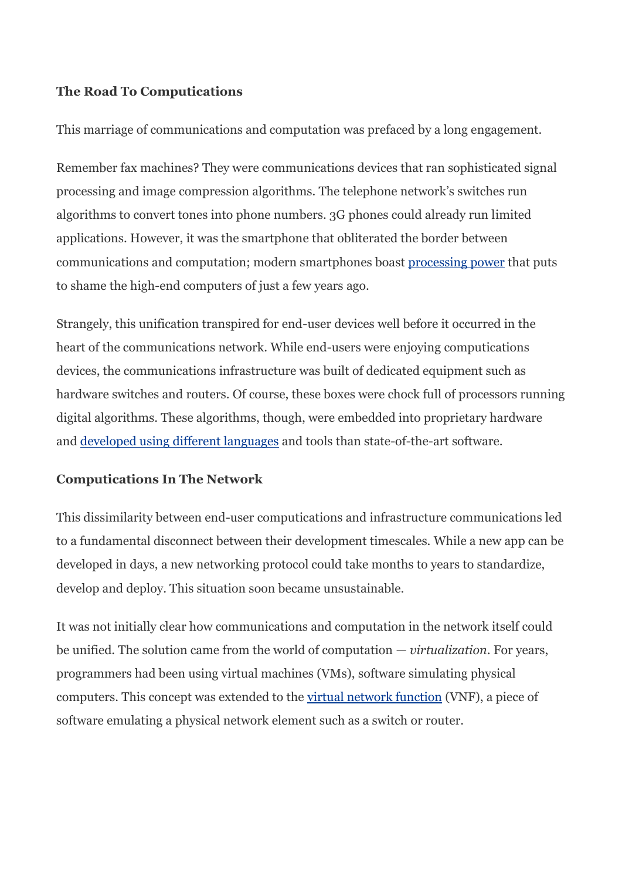**The Road To Computications**

This marriage of communications and computation was prefaced by a long engagement.

Remember fax machines? They were communications devices that ran sophisticated signal processing and image compression algorithms. The telephone network's switches run algorithms to convert tones into phone numbers. 3G phones could already run limited applications. However, it was the smartphone that obliterated the border between communications and computation; modern smartphones boast processing power that puts to shame the high-end computers of just a few years ago.

Strangely, this unification transpired for end-user devices well before it occurred in the heart of the communications network. While end-users were enjoying computications devices, the communications infrastructure was built of dedicated equipment such as hardware switches and routers. Of course, these boxes were chock full of processors running digital algorithms. These algorithms, though, were embedded into proprietary hardware and developed using different languages and tools than state-of-the-art software.

**Computications In The Network**

This dissimilarity between end-user computications and infrastructure communications led to a fundamental disconnect between their development timescales. While a new app can be developed in days, a new networking protocol could take months to years to standardize, develop and deploy. This situation soon became unsustainable.

It was not initially clear how communications and computation in the network itself could be unified. The solution came from the world of computation — *virtualization*. For years, programmers had been using virtual machines (VMs), software simulating physical computers. This concept was extended to the virtual network function (VNF), a piece of software emulating a physical network element such as a switch or router.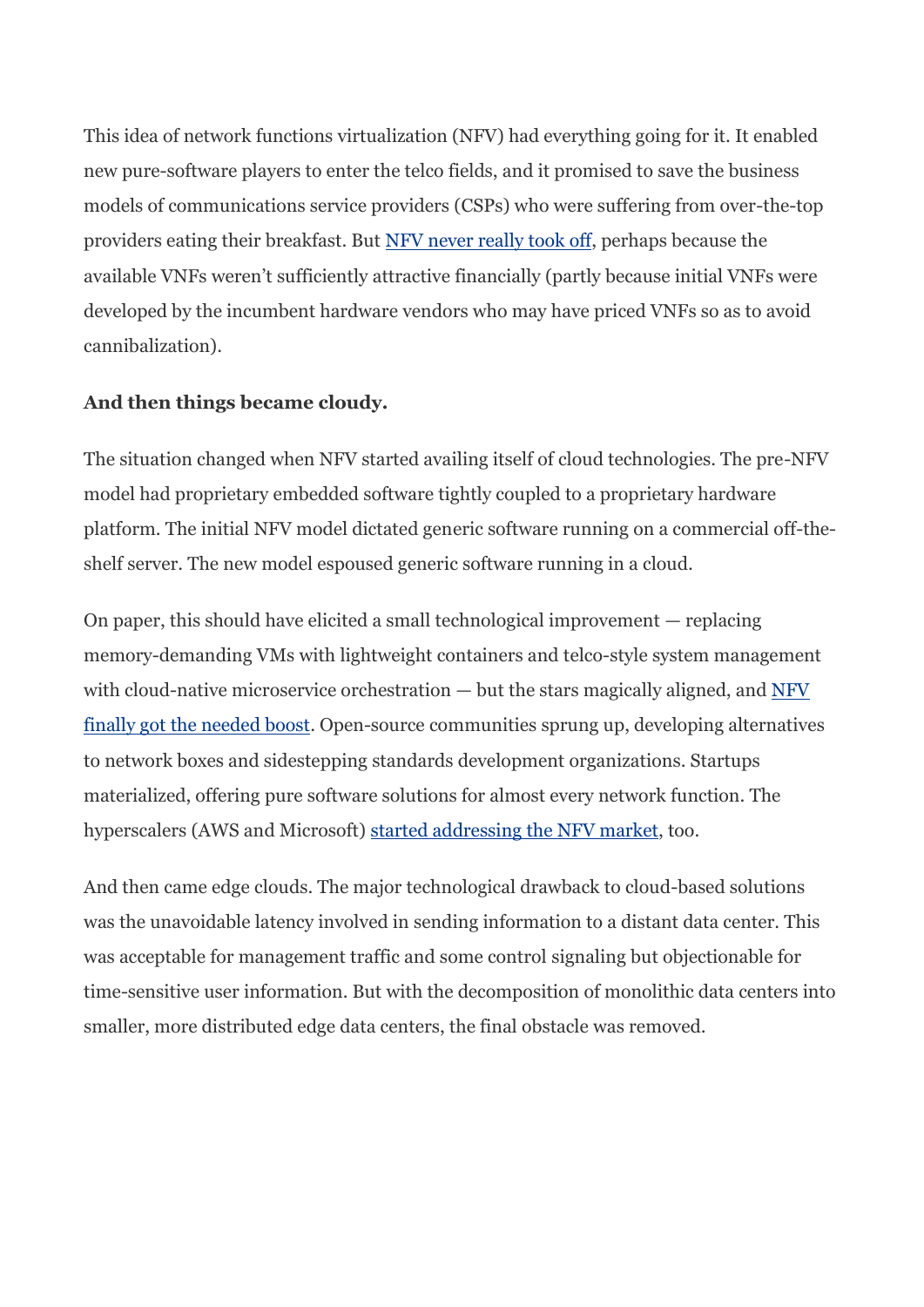This idea of network functions virtualization (NFV) had everything going for it. It enabled new pure-software players to enter the telco fields, and it promised to save the business models of communications service providers (CSPs) who were suffering from over-the-top providers eating their breakfast. But NFV never really took off, perhaps because the available VNFs weren't sufficiently attractive financially (partly because initial VNFs were developed by the incumbent hardware vendors who may have priced VNFs so as to avoid cannibalization).

**And then things became cloudy.**

The situation changed when NFV started availing itself of cloud technologies. The pre-NFV model had proprietary embedded software tightly coupled to a proprietary hardware platform. The initial NFV model dictated generic software running on a commercial off-the-shelf server. The new model espoused generic software running in a cloud.

On paper, this should have elicited a small technological improvement — replacing memory-demanding VMs with lightweight containers and telco-style system management with cloud-native microservice orchestration — but the stars magically aligned, and NFV finally got the needed boost. Open-source communities sprung up, developing alternatives to network boxes and sidestepping standards development organizations. Startups materialized, offering pure software solutions for almost every network function. The hyperscalers (AWS and Microsoft) started addressing the NFV market, too.

And then came edge clouds. The major technological drawback to cloud-based solutions was the unavoidable latency involved in sending information to a distant data center. This was acceptable for management traffic and some control signaling but objectionable for time-sensitive user information. But with the decomposition of monolithic data centers into smaller, more distributed edge data centers, the final obstacle was removed.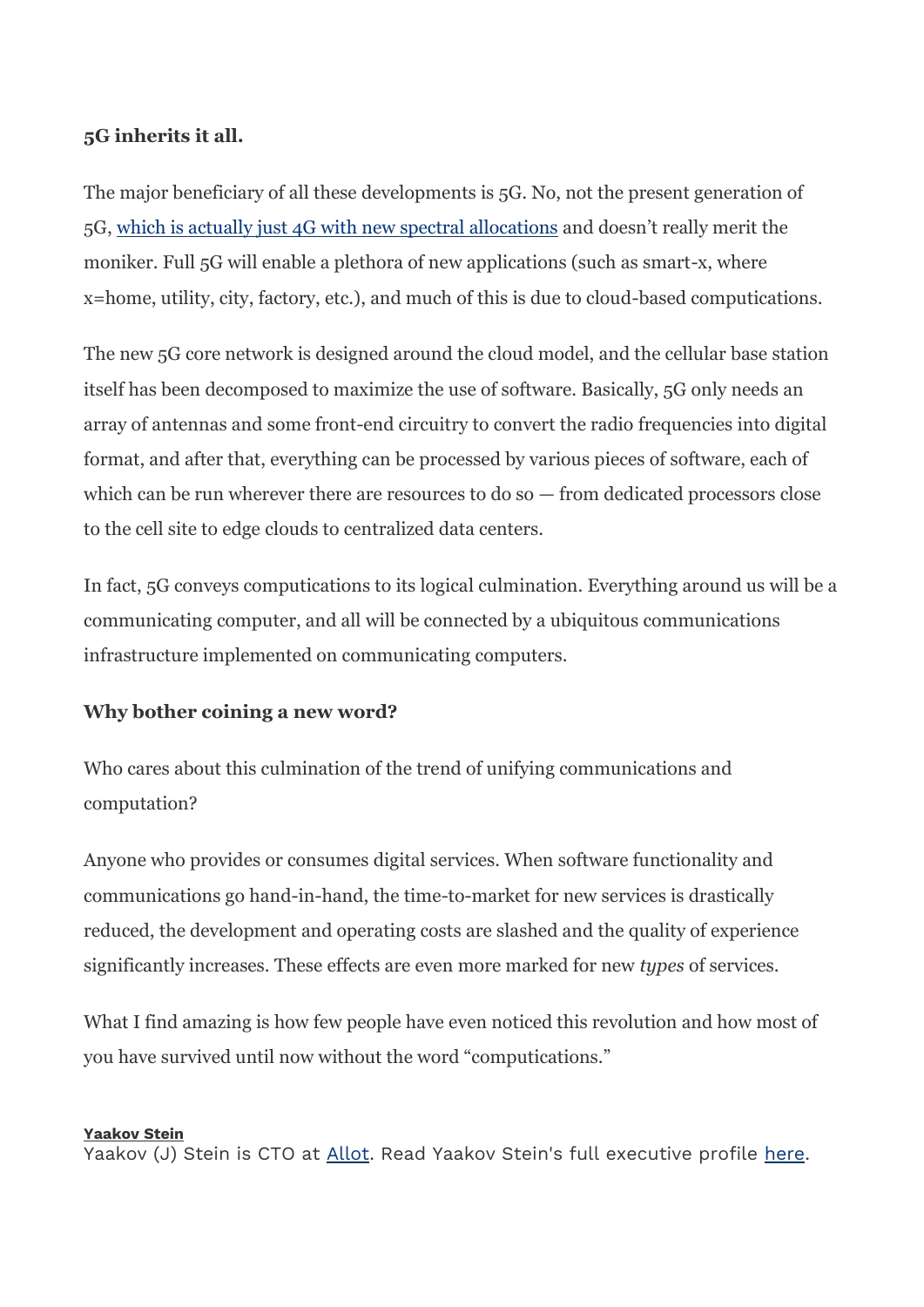**5G inherits it all.**

The major beneficiary of all these developments is 5G. No, not the present generation of 5G, which is actually just 4G with new spectral allocations and doesn't really merit the moniker. Full 5G will enable a plethora of new applications (such as smart-x, where x=home, utility, city, factory, etc.), and much of this is due to cloud-based computications.

The new 5G core network is designed around the cloud model, and the cellular base station itself has been decomposed to maximize the use of software. Basically, 5G only needs an array of antennas and some front-end circuitry to convert the radio frequencies into digital format, and after that, everything can be processed by various pieces of software, each of which can be run wherever there are resources to do so — from dedicated processors close to the cell site to edge clouds to centralized data centers.

In fact, 5G conveys computications to its logical culmination. Everything around us will be a communicating computer, and all will be connected by a ubiquitous communications infrastructure implemented on communicating computers.

**Why bother coining a new word?**

Who cares about this culmination of the trend of unifying communications and computation?

Anyone who provides or consumes digital services. When software functionality and communications go hand-in-hand, the time-to-market for new services is drastically reduced, the development and operating costs are slashed and the quality of experience significantly increases. These effects are even more marked for new *types* of services.

What I find amazing is how few people have even noticed this revolution and how most of you have survived until now without the word "computications."

**Yaakov Stein**
Yaakov (J) Stein is CTO at Allot. Read Yaakov Stein's full executive profile here.